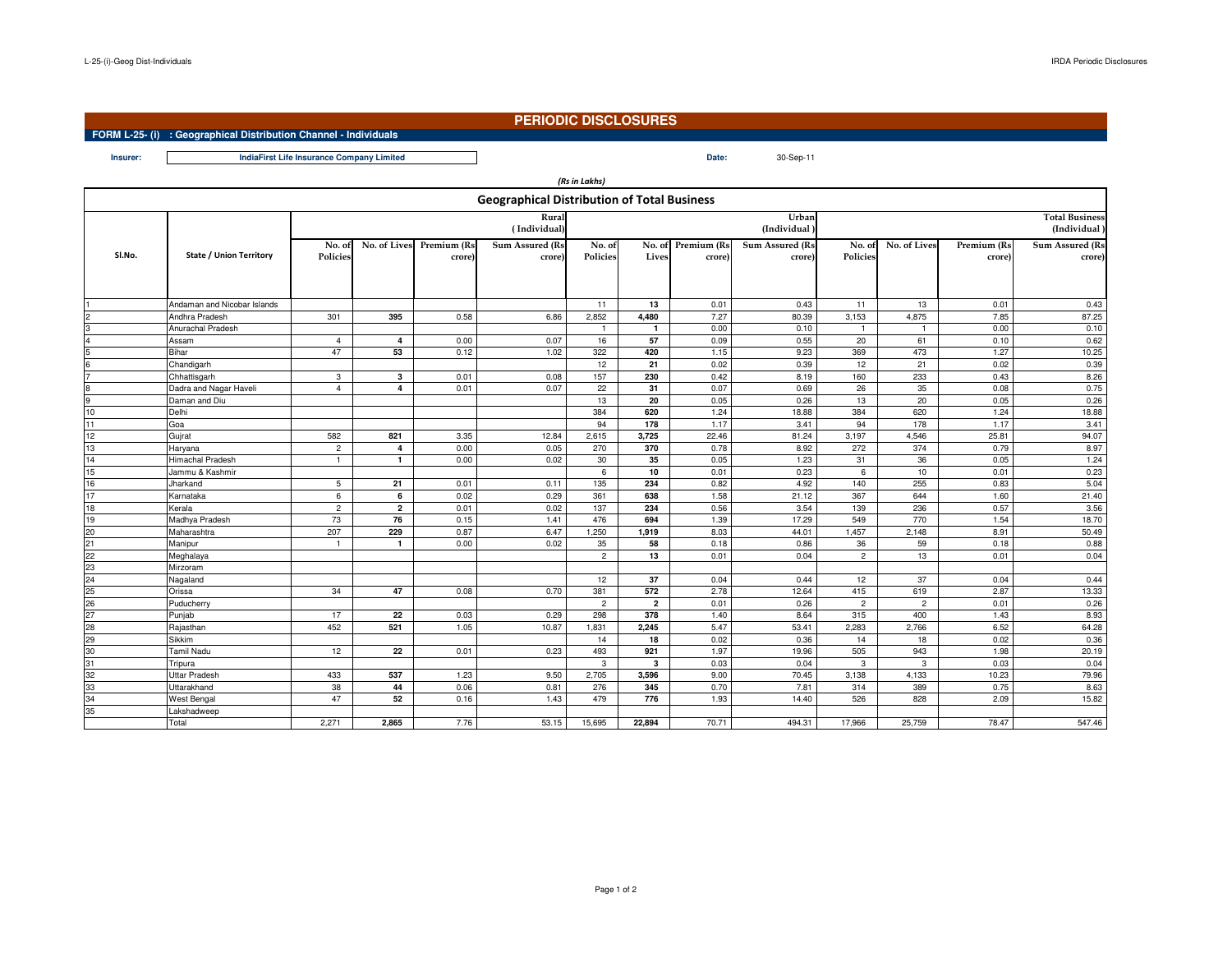# PERIODIC DISCLOSURES

## FORM L-25- (i) : Geographical Distribution Channel - Individuals

**Insurer:** IndiaFirst Life Insurance Company Limited

**Date:** 30-Sep-11

*(Rs in Lakhs)*

### Geographical Distribution of Total Business

| Sl.No. | State / Union Territory | Rural (Individual) | | | | Urban (Individual) | | | | Total Business (Individual) | | | |
|---|---|---|---|---|---|---|---|---|---|---|---|---|---|
| | | No. of Policies | No. of Lives | Premium (Rs crore) | Sum Assured (Rs crore) | No. of Policies | No. of Lives | Premium (Rs crore) | Sum Assured (Rs crore) | No. of Policies | No. of Lives | Premium (Rs crore) | Sum Assured (Rs crore) |
| 1 | Andaman and Nicobar Islands | | | | | 11 | **13** | 0.01 | 0.43 | 11 | 13 | 0.01 | 0.43 |
| 2 | Andhra Pradesh | 301 | **395** | 0.58 | 6.86 | 2,852 | **4,480** | 7.27 | 80.39 | 3,153 | 4,875 | 7.85 | 87.25 |
| 3 | Anurachal Pradesh | | | | | 1 | **1** | 0.00 | 0.10 | 1 | 1 | 0.00 | 0.10 |
| 4 | Assam | 4 | **4** | 0.00 | 0.07 | 16 | **57** | 0.09 | 0.55 | 20 | 61 | 0.10 | 0.62 |
| 5 | Bihar | 47 | **53** | 0.12 | 1.02 | 322 | **420** | 1.15 | 9.23 | 369 | 473 | 1.27 | 10.25 |
| 6 | Chandigarh | | | | | 12 | **21** | 0.02 | 0.39 | 12 | 21 | 0.02 | 0.39 |
| 7 | Chhattisgarh | 3 | **3** | 0.01 | 0.08 | 157 | **230** | 0.42 | 8.19 | 160 | 233 | 0.43 | 8.26 |
| 8 | Dadra and Nagar Haveli | 4 | **4** | 0.01 | 0.07 | 22 | **31** | 0.07 | 0.69 | 26 | 35 | 0.08 | 0.75 |
| 9 | Daman and Diu | | | | | 13 | **20** | 0.05 | 0.26 | 13 | 20 | 0.05 | 0.26 |
| 10 | Delhi | | | | | 384 | **620** | 1.24 | 18.88 | 384 | 620 | 1.24 | 18.88 |
| 11 | Goa | | | | | 94 | **178** | 1.17 | 3.41 | 94 | 178 | 1.17 | 3.41 |
| 12 | Gujrat | 582 | **821** | 3.35 | 12.84 | 2,615 | **3,725** | 22.46 | 81.24 | 3,197 | 4,546 | 25.81 | 94.07 |
| 13 | Haryana | 2 | **4** | 0.00 | 0.05 | 270 | **370** | 0.78 | 8.92 | 272 | 374 | 0.79 | 8.97 |
| 14 | Himachal Pradesh | 1 | **1** | 0.00 | 0.02 | 30 | **35** | 0.05 | 1.23 | 31 | 36 | 0.05 | 1.24 |
| 15 | Jammu & Kashmir | | | | | 6 | **10** | 0.01 | 0.23 | 6 | 10 | 0.01 | 0.23 |
| 16 | Jharkand | 5 | **21** | 0.01 | 0.11 | 135 | **234** | 0.82 | 4.92 | 140 | 255 | 0.83 | 5.04 |
| 17 | Karnataka | 6 | **6** | 0.02 | 0.29 | 361 | **638** | 1.58 | 21.12 | 367 | 644 | 1.60 | 21.40 |
| 18 | Kerala | 2 | **2** | 0.01 | 0.02 | 137 | **234** | 0.56 | 3.54 | 139 | 236 | 0.57 | 3.56 |
| 19 | Madhya Pradesh | 73 | **76** | 0.15 | 1.41 | 476 | **694** | 1.39 | 17.29 | 549 | 770 | 1.54 | 18.70 |
| 20 | Maharashtra | 207 | **229** | 0.87 | 6.47 | 1,250 | **1,919** | 8.03 | 44.01 | 1,457 | 2,148 | 8.91 | 50.49 |
| 21 | Manipur | 1 | **1** | 0.00 | 0.02 | 35 | **58** | 0.18 | 0.86 | 36 | 59 | 0.18 | 0.88 |
| 22 | Meghalaya | | | | | 2 | **13** | 0.01 | 0.04 | 2 | 13 | 0.01 | 0.04 |
| 23 | Mirzoram | | | | | | | | | | | | |
| 24 | Nagaland | | | | | 12 | **37** | 0.04 | 0.44 | 12 | 37 | 0.04 | 0.44 |
| 25 | Orissa | 34 | **47** | 0.08 | 0.70 | 381 | **572** | 2.78 | 12.64 | 415 | 619 | 2.87 | 13.33 |
| 26 | Puducherry | | | | | 2 | **2** | 0.01 | 0.26 | 2 | 2 | 0.01 | 0.26 |
| 27 | Punjab | 17 | **22** | 0.03 | 0.29 | 298 | **378** | 1.40 | 8.64 | 315 | 400 | 1.43 | 8.93 |
| 28 | Rajasthan | 452 | **521** | 1.05 | 10.87 | 1,831 | **2,245** | 5.47 | 53.41 | 2,283 | 2,766 | 6.52 | 64.28 |
| 29 | Sikkim | | | | | 14 | **18** | 0.02 | 0.36 | 14 | 18 | 0.02 | 0.36 |
| 30 | Tamil Nadu | 12 | **22** | 0.01 | 0.23 | 493 | **921** | 1.97 | 19.96 | 505 | 943 | 1.98 | 20.19 |
| 31 | Tripura | | | | | 3 | **3** | 0.03 | 0.04 | 3 | 3 | 0.03 | 0.04 |
| 32 | Uttar Pradesh | 433 | **537** | 1.23 | 9.50 | 2,705 | **3,596** | 9.00 | 70.45 | 3,138 | 4,133 | 10.23 | 79.96 |
| 33 | Uttarakhand | 38 | **44** | 0.06 | 0.81 | 276 | **345** | 0.70 | 7.81 | 314 | 389 | 0.75 | 8.63 |
| 34 | West Bengal | 47 | **52** | 0.16 | 1.43 | 479 | **776** | 1.93 | 14.40 | 526 | 828 | 2.09 | 15.82 |
| 35 | Lakshadweep | | | | | | | | | | | | |
| | Total | 2,271 | **2,865** | 7.76 | 53.15 | 15,695 | **22,894** | 70.71 | 494.31 | 17,966 | 25,759 | 78.47 | 547.46 |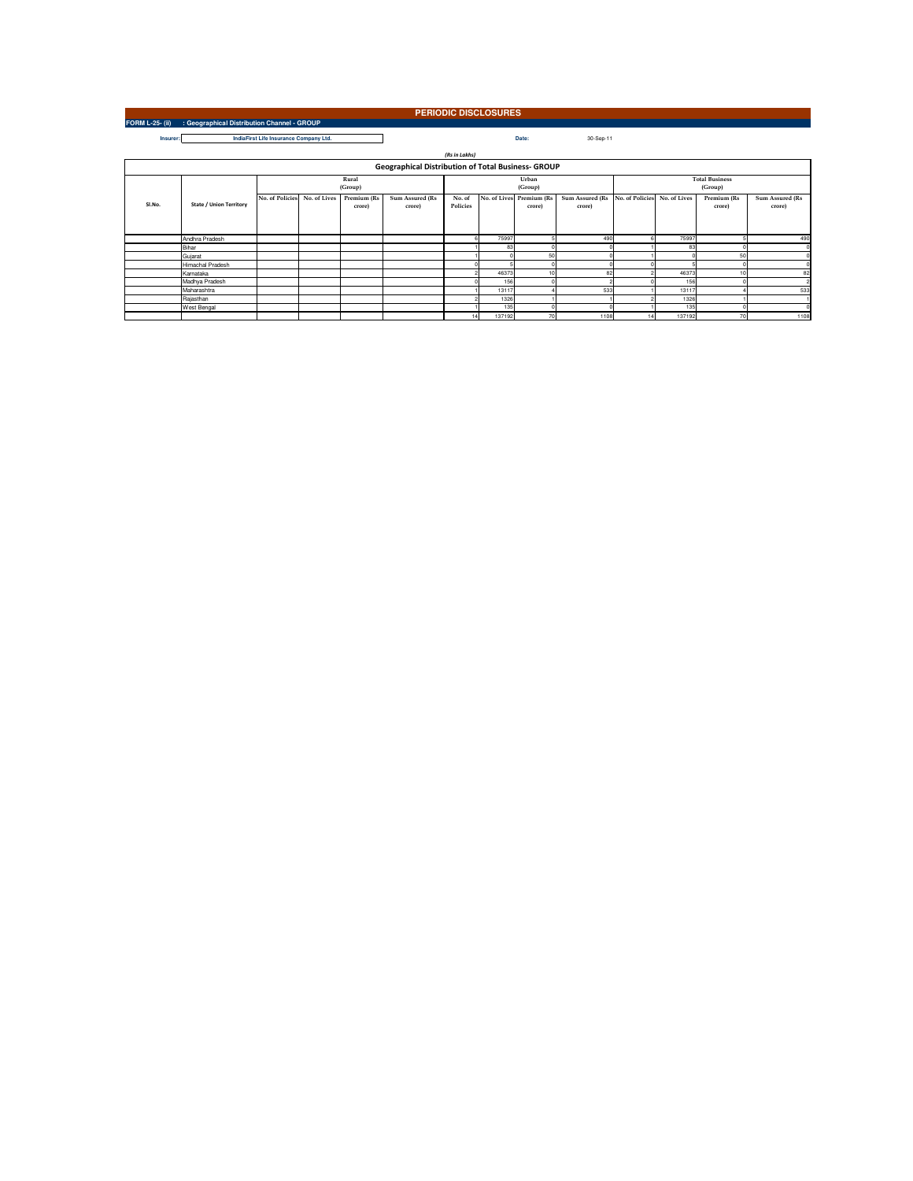# PERIODIC DISCLOSURES

**FORM L-25- (ii) : Geographical Distribution Channel - GROUP**

**Insurer:** IndiaFirst Life Insurance Company Ltd. **Date:** 30-Sep-11

*(Rs in Lakhs)*

## Geographical Distribution of Total Business- GROUP

| Sl.No. | State / Union Territory | Rural (Group) | | | | Urban (Group) | | | | Total Business (Group) | | | |
|---|---|---|---|---|---|---|---|---|---|---|---|---|---|
| | | No. of Policies | No. of Lives | Premium (Rs crore) | Sum Assured (Rs crore) | No. of Policies | No. of Lives | Premium (Rs crore) | Sum Assured (Rs crore) | No. of Policies | No. of Lives | Premium (Rs crore) | Sum Assured (Rs crore) |
| | Andhra Pradesh | | | | | 6 | 75997 | 5 | 490 | 6 | 75997 | 5 | 490 |
| | Bihar | | | | | 1 | 83 | 0 | 0 | 1 | 83 | 0 | 0 |
| | Gujarat | | | | | 1 | 0 | 50 | 0 | 1 | 0 | 50 | 0 |
| | Himachal Pradesh | | | | | 0 | 5 | 0 | 0 | 0 | 5 | 0 | 0 |
| | Karnataka | | | | | 2 | 46373 | 10 | 82 | 2 | 46373 | 10 | 82 |
| | Madhya Pradesh | | | | | 0 | 156 | 0 | 2 | 0 | 156 | 0 | 2 |
| | Maharashtra | | | | | 1 | 13117 | 4 | 533 | 1 | 13117 | 4 | 533 |
| | Rajasthan | | | | | 2 | 1326 | 1 | 1 | 2 | 1326 | 1 | 1 |
| | West Bengal | | | | | 1 | 135 | 0 | 0 | 1 | 135 | 0 | 0 |
| | | | | | | 14 | 137192 | 70 | 1108 | 14 | 137192 | 70 | 1108 |